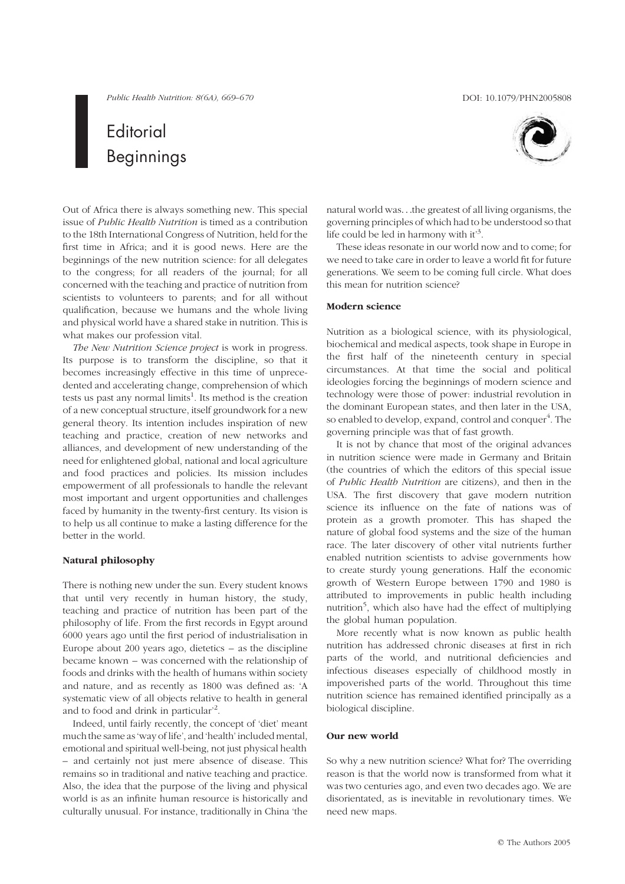# Editorial

## Beginnings

Out of Africa there is always something new. This special issue of *Public Health Nutrition* is timed as a contribution to the 18th International Congress of Nutrition, held for the first time in Africa; and it is good news. Here are the beginnings of the new nutrition science: for all delegates to the congress; for all readers of the journal; for all concerned with the teaching and practice of nutrition from scientists to volunteers to parents; and for all without qualification, because we humans and the whole living and physical world have a shared stake in nutrition. This is what makes our profession vital.

*The New Nutrition Science project* is work in progress. Its purpose is to transform the discipline, so that it becomes increasingly effective in this time of unprecedented and accelerating change, comprehension of which tests us past any normal limits[1]. Its method is the creation of a new conceptual structure, itself groundwork for a new general theory. Its intention includes inspiration of new teaching and practice, creation of new networks and alliances, and development of new understanding of the need for enlightened global, national and local agriculture and food practices and policies. Its mission includes empowerment of all professionals to handle the relevant most important and urgent opportunities and challenges faced by humanity in the twenty-first century. Its vision is to help us all continue to make a lasting difference for the better in the world.

### Natural philosophy

There is nothing new under the sun. Every student knows that until very recently in human history, the study, teaching and practice of nutrition has been part of the philosophy of life. From the first records in Egypt around 6000 years ago until the first period of industrialisation in Europe about 200 years ago, dietetics – as the discipline became known – was concerned with the relationship of foods and drinks with the health of humans within society and nature, and as recently as 1800 was defined as: 'A systematic view of all objects relative to health in general and to food and drink in particular'[2].

Indeed, until fairly recently, the concept of 'diet' meant much the same as 'way of life', and 'health' included mental, emotional and spiritual well-being, not just physical health – and certainly not just mere absence of disease. This remains so in traditional and native teaching and practice. Also, the idea that the purpose of the living and physical world is as an infinite human resource is historically and culturally unusual. For instance, traditionally in China 'the natural world was…the greatest of all living organisms, the governing principles of which had to be understood so that life could be led in harmony with it'[3].

These ideas resonate in our world now and to come; for we need to take care in order to leave a world fit for future generations. We seem to be coming full circle. What does this mean for nutrition science?

### Modern science

Nutrition as a biological science, with its physiological, biochemical and medical aspects, took shape in Europe in the first half of the nineteenth century in special circumstances. At that time the social and political ideologies forcing the beginnings of modern science and technology were those of power: industrial revolution in the dominant European states, and then later in the USA, so enabled to develop, expand, control and conquer[4]. The governing principle was that of fast growth.

It is not by chance that most of the original advances in nutrition science were made in Germany and Britain (the countries of which the editors of this special issue of *Public Health Nutrition* are citizens), and then in the USA. The first discovery that gave modern nutrition science its influence on the fate of nations was of protein as a growth promoter. This has shaped the nature of global food systems and the size of the human race. The later discovery of other vital nutrients further enabled nutrition scientists to advise governments how to create sturdy young generations. Half the economic growth of Western Europe between 1790 and 1980 is attributed to improvements in public health including nutrition[5], which also have had the effect of multiplying the global human population.

More recently what is now known as public health nutrition has addressed chronic diseases at first in rich parts of the world, and nutritional deficiencies and infectious diseases especially of childhood mostly in impoverished parts of the world. Throughout this time nutrition science has remained identified principally as a biological discipline.

### Our new world

So why a new nutrition science? What for? The overriding reason is that the world now is transformed from what it was two centuries ago, and even two decades ago. We are disorientated, as is inevitable in revolutionary times. We need new maps.

© The Authors 2005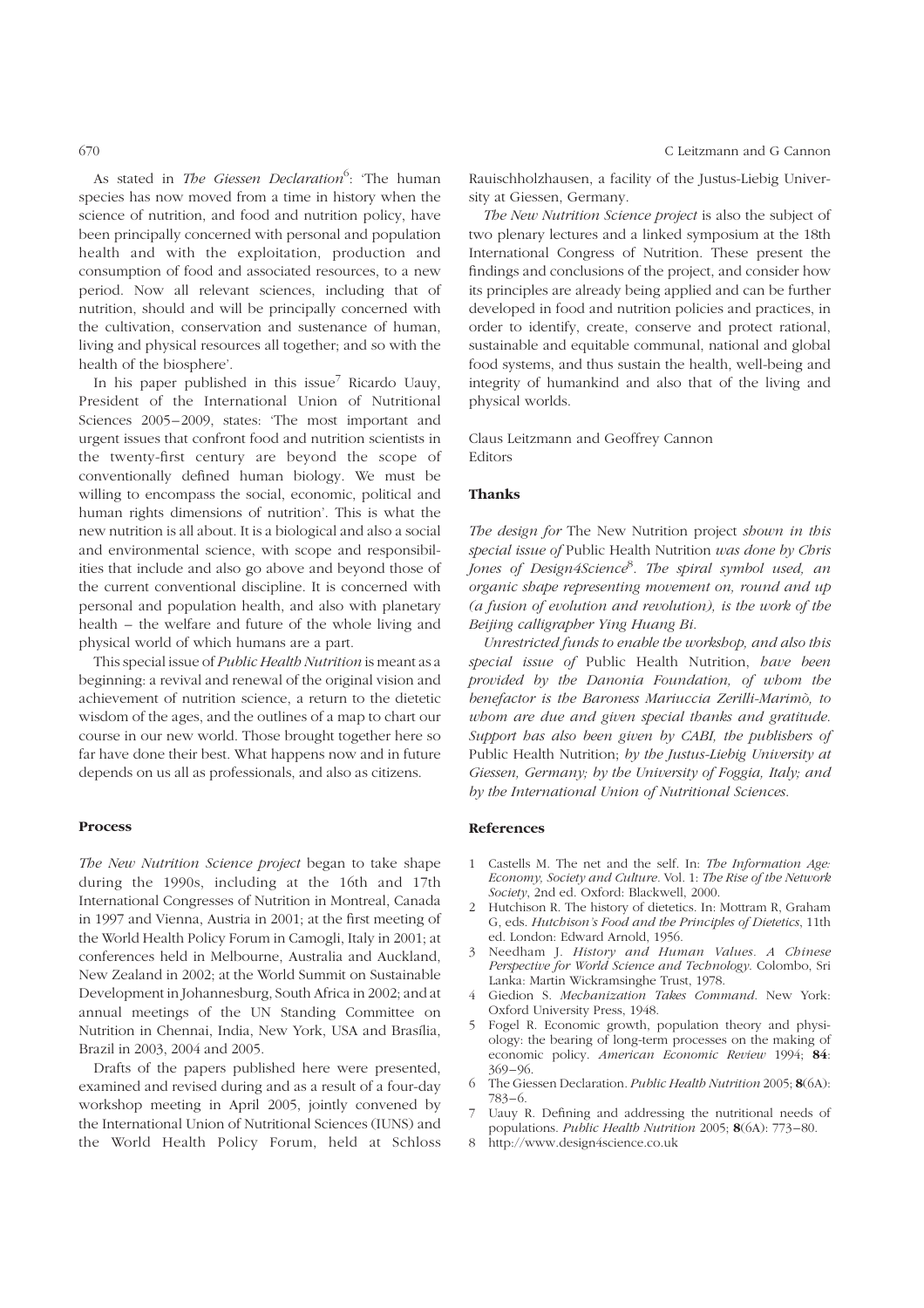As stated in *The Giessen Declaration*[6]: 'The human species has now moved from a time in history when the science of nutrition, and food and nutrition policy, have been principally concerned with personal and population health and with the exploitation, production and consumption of food and associated resources, to a new period. Now all relevant sciences, including that of nutrition, should and will be principally concerned with the cultivation, conservation and sustenance of human, living and physical resources all together; and so with the health of the biosphere'.

In his paper published in this issue[7] Ricardo Uauy, President of the International Union of Nutritional Sciences 2005–2009, states: 'The most important and urgent issues that confront food and nutrition scientists in the twenty-first century are beyond the scope of conventionally defined human biology. We must be willing to encompass the social, economic, political and human rights dimensions of nutrition'. This is what the new nutrition is all about. It is a biological and also a social and environmental science, with scope and responsibilities that include and also go above and beyond those of the current conventional discipline. It is concerned with personal and population health, and also with planetary health – the welfare and future of the whole living and physical world of which humans are a part.

This special issue of *Public Health Nutrition* is meant as a beginning: a revival and renewal of the original vision and achievement of nutrition science, a return to the dietetic wisdom of the ages, and the outlines of a map to chart our course in our new world. Those brought together here so far have done their best. What happens now and in future depends on us all as professionals, and also as citizens.

## Process

*The New Nutrition Science project* began to take shape during the 1990s, including at the 16th and 17th International Congresses of Nutrition in Montreal, Canada in 1997 and Vienna, Austria in 2001; at the first meeting of the World Health Policy Forum in Camogli, Italy in 2001; at conferences held in Melbourne, Australia and Auckland, New Zealand in 2002; at the World Summit on Sustainable Development in Johannesburg, South Africa in 2002; and at annual meetings of the UN Standing Committee on Nutrition in Chennai, India, New York, USA and Brasília, Brazil in 2003, 2004 and 2005.

Drafts of the papers published here were presented, examined and revised during and as a result of a four-day workshop meeting in April 2005, jointly convened by the International Union of Nutritional Sciences (IUNS) and the World Health Policy Forum, held at Schloss Rauischholzhausen, a facility of the Justus-Liebig University at Giessen, Germany.

*The New Nutrition Science project* is also the subject of two plenary lectures and a linked symposium at the 18th International Congress of Nutrition. These present the findings and conclusions of the project, and consider how its principles are already being applied and can be further developed in food and nutrition policies and practices, in order to identify, create, conserve and protect rational, sustainable and equitable communal, national and global food systems, and thus sustain the health, well-being and integrity of humankind and also that of the living and physical worlds.

Claus Leitzmann and Geoffrey Cannon
Editors

## Thanks

*The design for* The New Nutrition project *shown in this special issue of* Public Health Nutrition *was done by Chris Jones of Design4Science*[8]. *The spiral symbol used, an organic shape representing movement on, round and up (a fusion of evolution and revolution), is the work of the Beijing calligrapher Ying Huang Bi.*

*Unrestricted funds to enable the workshop, and also this special issue of* Public Health Nutrition, *have been provided by the Danonia Foundation, of whom the benefactor is the Baroness Mariuccia Zerilli-Marimò, to whom are due and given special thanks and gratitude. Support has also been given by CABI, the publishers of* Public Health Nutrition; *by the Justus-Liebig University at Giessen, Germany; by the University of Foggia, Italy; and by the International Union of Nutritional Sciences.*

## References

1. Castells M. The net and the self. In: *The Information Age: Economy, Society and Culture*. Vol. 1: *The Rise of the Network Society*, 2nd ed. Oxford: Blackwell, 2000.
2. Hutchison R. The history of dietetics. In: Mottram R, Graham G, eds. *Hutchison's Food and the Principles of Dietetics*, 11th ed. London: Edward Arnold, 1956.
3. Needham J. *History and Human Values. A Chinese Perspective for World Science and Technology*. Colombo, Sri Lanka: Martin Wickramsinghe Trust, 1978.
4. Giedion S. *Mechanization Takes Command*. New York: Oxford University Press, 1948.
5. Fogel R. Economic growth, population theory and physiology: the bearing of long-term processes on the making of economic policy. *American Economic Review* 1994; **84**: 369–96.
6. The Giessen Declaration. *Public Health Nutrition* 2005; **8**(6A): 783–6.
7. Uauy R. Defining and addressing the nutritional needs of populations. *Public Health Nutrition* 2005; **8**(6A): 773–80.
8. http://www.design4science.co.uk